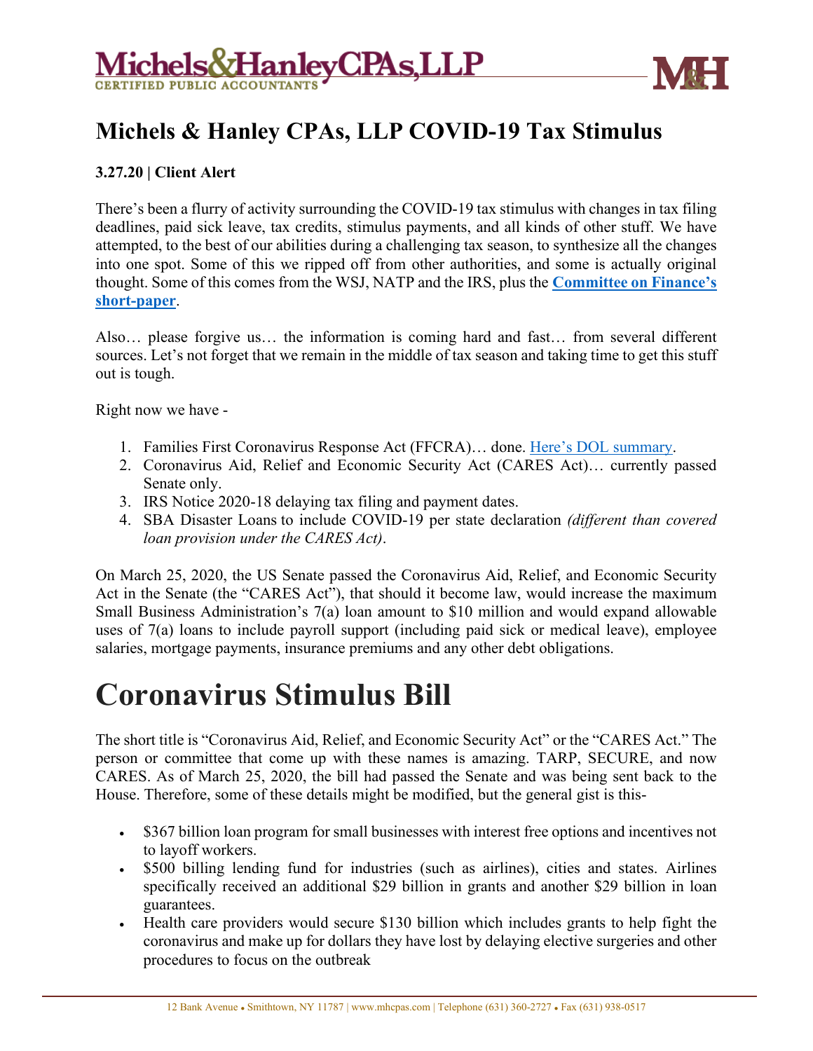# Michels & Hanley CPAs, LLP COVID-19 Tax Stimulus

**3.27.20 | Client Alert**

There's been a flurry of activity surrounding the COVID-19 tax stimulus with changes in tax filing deadlines, paid sick leave, tax credits, stimulus payments, and all kinds of other stuff. We have attempted, to the best of our abilities during a challenging tax season, to synthesize all the changes into one spot. Some of this we ripped off from other authorities, and some is actually original thought. Some of this comes from the WSJ, NATP and the IRS, plus the **Committee on Finance's short-paper**.

Also… please forgive us… the information is coming hard and fast… from several different sources. Let's not forget that we remain in the middle of tax season and taking time to get this stuff out is tough.

Right now we have -

1. Families First Coronavirus Response Act (FFCRA)… done. Here's DOL summary.
2. Coronavirus Aid, Relief and Economic Security Act (CARES Act)… currently passed Senate only.
3. IRS Notice 2020-18 delaying tax filing and payment dates.
4. SBA Disaster Loans to include COVID-19 per state declaration *(different than covered loan provision under the CARES Act)*.

On March 25, 2020, the US Senate passed the Coronavirus Aid, Relief, and Economic Security Act in the Senate (the "CARES Act"), that should it become law, would increase the maximum Small Business Administration's 7(a) loan amount to $10 million and would expand allowable uses of 7(a) loans to include payroll support (including paid sick or medical leave), employee salaries, mortgage payments, insurance premiums and any other debt obligations.

# Coronavirus Stimulus Bill

The short title is "Coronavirus Aid, Relief, and Economic Security Act" or the "CARES Act." The person or committee that come up with these names is amazing. TARP, SECURE, and now CARES. As of March 25, 2020, the bill had passed the Senate and was being sent back to the House. Therefore, some of these details might be modified, but the general gist is this-

- $367 billion loan program for small businesses with interest free options and incentives not to layoff workers.
- $500 billing lending fund for industries (such as airlines), cities and states. Airlines specifically received an additional $29 billion in grants and another $29 billion in loan guarantees.
- Health care providers would secure $130 billion which includes grants to help fight the coronavirus and make up for dollars they have lost by delaying elective surgeries and other procedures to focus on the outbreak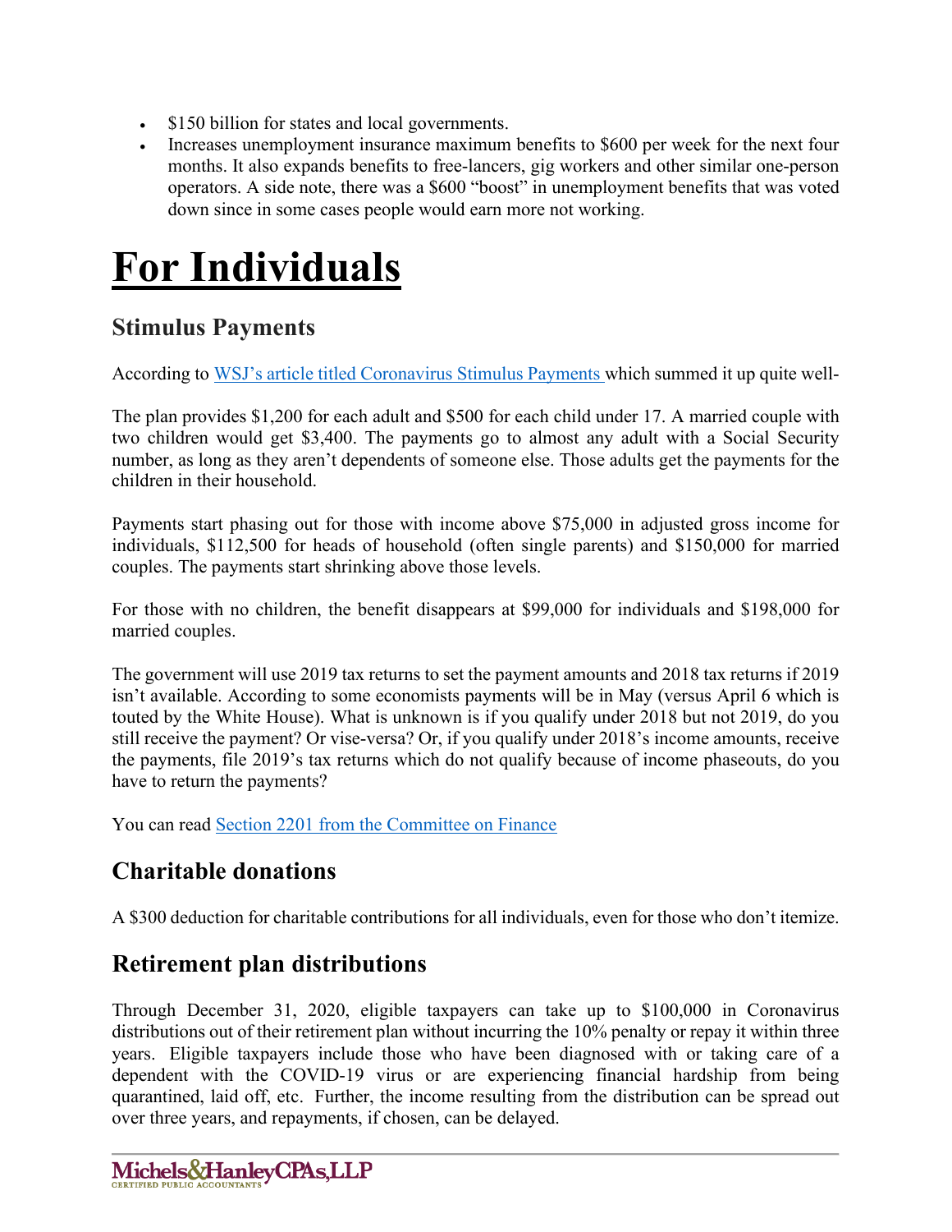- $150 billion for states and local governments.
- Increases unemployment insurance maximum benefits to $600 per week for the next four months. It also expands benefits to free-lancers, gig workers and other similar one-person operators. A side note, there was a $600 "boost" in unemployment benefits that was voted down since in some cases people would earn more not working.

# For Individuals

## Stimulus Payments

According to [WSJ's article titled Coronavirus Stimulus Payments ]which summed it up quite well-

The plan provides $1,200 for each adult and $500 for each child under 17. A married couple with two children would get $3,400. The payments go to almost any adult with a Social Security number, as long as they aren't dependents of someone else. Those adults get the payments for the children in their household.

Payments start phasing out for those with income above $75,000 in adjusted gross income for individuals, $112,500 for heads of household (often single parents) and $150,000 for married couples. The payments start shrinking above those levels.

For those with no children, the benefit disappears at $99,000 for individuals and $198,000 for married couples.

The government will use 2019 tax returns to set the payment amounts and 2018 tax returns if 2019 isn't available. According to some economists payments will be in May (versus April 6 which is touted by the White House). What is unknown is if you qualify under 2018 but not 2019, do you still receive the payment? Or vise-versa? Or, if you qualify under 2018's income amounts, receive the payments, file 2019's tax returns which do not qualify because of income phaseouts, do you have to return the payments?

You can read [Section 2201 from the Committee on Finance]

## Charitable donations

A $300 deduction for charitable contributions for all individuals, even for those who don't itemize.

## Retirement plan distributions

Through December 31, 2020, eligible taxpayers can take up to $100,000 in Coronavirus distributions out of their retirement plan without incurring the 10% penalty or repay it within three years. Eligible taxpayers include those who have been diagnosed with or taking care of a dependent with the COVID-19 virus or are experiencing financial hardship from being quarantined, laid off, etc. Further, the income resulting from the distribution can be spread out over three years, and repayments, if chosen, can be delayed.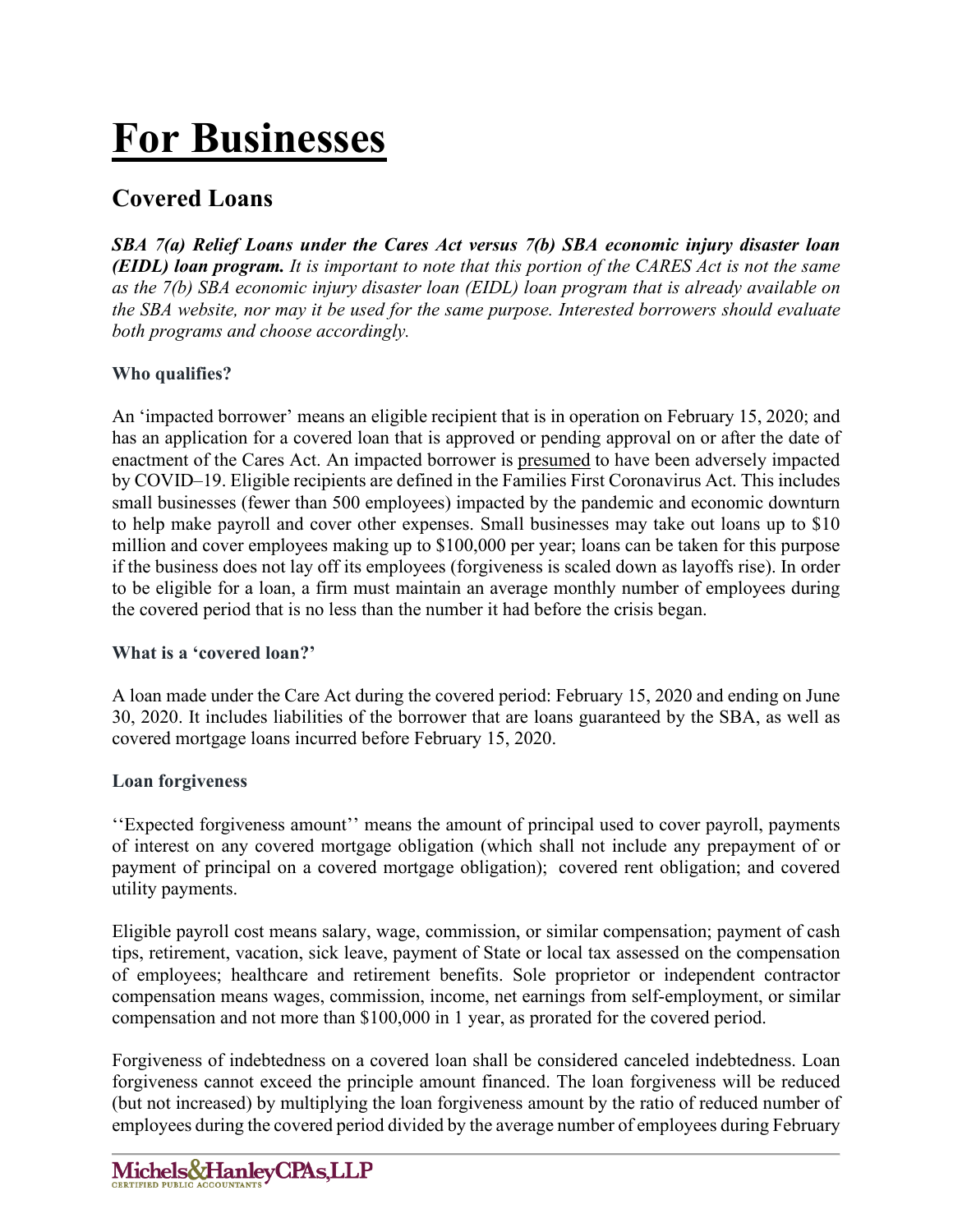# For Businesses

## Covered Loans

***SBA 7(a) Relief Loans under the Cares Act versus 7(b) SBA economic injury disaster loan (EIDL) loan program.*** *It is important to note that this portion of the CARES Act is not the same as the 7(b) SBA economic injury disaster loan (EIDL) loan program that is already available on the SBA website, nor may it be used for the same purpose. Interested borrowers should evaluate both programs and choose accordingly.*

**Who qualifies?**

An 'impacted borrower' means an eligible recipient that is in operation on February 15, 2020; and has an application for a covered loan that is approved or pending approval on or after the date of enactment of the Cares Act. An impacted borrower is presumed to have been adversely impacted by COVID–19. Eligible recipients are defined in the Families First Coronavirus Act. This includes small businesses (fewer than 500 employees) impacted by the pandemic and economic downturn to help make payroll and cover other expenses. Small businesses may take out loans up to $10 million and cover employees making up to $100,000 per year; loans can be taken for this purpose if the business does not lay off its employees (forgiveness is scaled down as layoffs rise). In order to be eligible for a loan, a firm must maintain an average monthly number of employees during the covered period that is no less than the number it had before the crisis began.

**What is a 'covered loan?'**

A loan made under the Care Act during the covered period: February 15, 2020 and ending on June 30, 2020. It includes liabilities of the borrower that are loans guaranteed by the SBA, as well as covered mortgage loans incurred before February 15, 2020.

**Loan forgiveness**

''Expected forgiveness amount'' means the amount of principal used to cover payroll, payments of interest on any covered mortgage obligation (which shall not include any prepayment of or payment of principal on a covered mortgage obligation); covered rent obligation; and covered utility payments.

Eligible payroll cost means salary, wage, commission, or similar compensation; payment of cash tips, retirement, vacation, sick leave, payment of State or local tax assessed on the compensation of employees; healthcare and retirement benefits. Sole proprietor or independent contractor compensation means wages, commission, income, net earnings from self-employment, or similar compensation and not more than $100,000 in 1 year, as prorated for the covered period.

Forgiveness of indebtedness on a covered loan shall be considered canceled indebtedness. Loan forgiveness cannot exceed the principle amount financed. The loan forgiveness will be reduced (but not increased) by multiplying the loan forgiveness amount by the ratio of reduced number of employees during the covered period divided by the average number of employees during February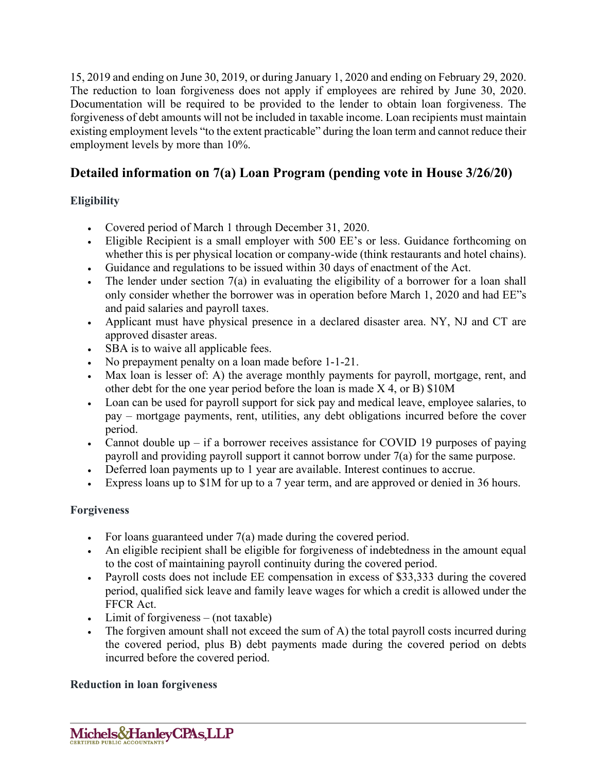15, 2019 and ending on June 30, 2019, or during January 1, 2020 and ending on February 29, 2020. The reduction to loan forgiveness does not apply if employees are rehired by June 30, 2020. Documentation will be required to be provided to the lender to obtain loan forgiveness. The forgiveness of debt amounts will not be included in taxable income. Loan recipients must maintain existing employment levels "to the extent practicable" during the loan term and cannot reduce their employment levels by more than 10%.

## Detailed information on 7(a) Loan Program (pending vote in House 3/26/20)

### Eligibility

- Covered period of March 1 through December 31, 2020.
- Eligible Recipient is a small employer with 500 EE's or less. Guidance forthcoming on whether this is per physical location or company-wide (think restaurants and hotel chains).
- Guidance and regulations to be issued within 30 days of enactment of the Act.
- The lender under section 7(a) in evaluating the eligibility of a borrower for a loan shall only consider whether the borrower was in operation before March 1, 2020 and had EE"s and paid salaries and payroll taxes.
- Applicant must have physical presence in a declared disaster area. NY, NJ and CT are approved disaster areas.
- SBA is to waive all applicable fees.
- No prepayment penalty on a loan made before 1-1-21.
- Max loan is lesser of: A) the average monthly payments for payroll, mortgage, rent, and other debt for the one year period before the loan is made X 4, or B) $10M
- Loan can be used for payroll support for sick pay and medical leave, employee salaries, to pay – mortgage payments, rent, utilities, any debt obligations incurred before the cover period.
- Cannot double up – if a borrower receives assistance for COVID 19 purposes of paying payroll and providing payroll support it cannot borrow under 7(a) for the same purpose.
- Deferred loan payments up to 1 year are available. Interest continues to accrue.
- Express loans up to $1M for up to a 7 year term, and are approved or denied in 36 hours.

### Forgiveness

- For loans guaranteed under 7(a) made during the covered period.
- An eligible recipient shall be eligible for forgiveness of indebtedness in the amount equal to the cost of maintaining payroll continuity during the covered period.
- Payroll costs does not include EE compensation in excess of $33,333 during the covered period, qualified sick leave and family leave wages for which a credit is allowed under the FFCR Act.
- Limit of forgiveness – (not taxable)
- The forgiven amount shall not exceed the sum of A) the total payroll costs incurred during the covered period, plus B) debt payments made during the covered period on debts incurred before the covered period.

### Reduction in loan forgiveness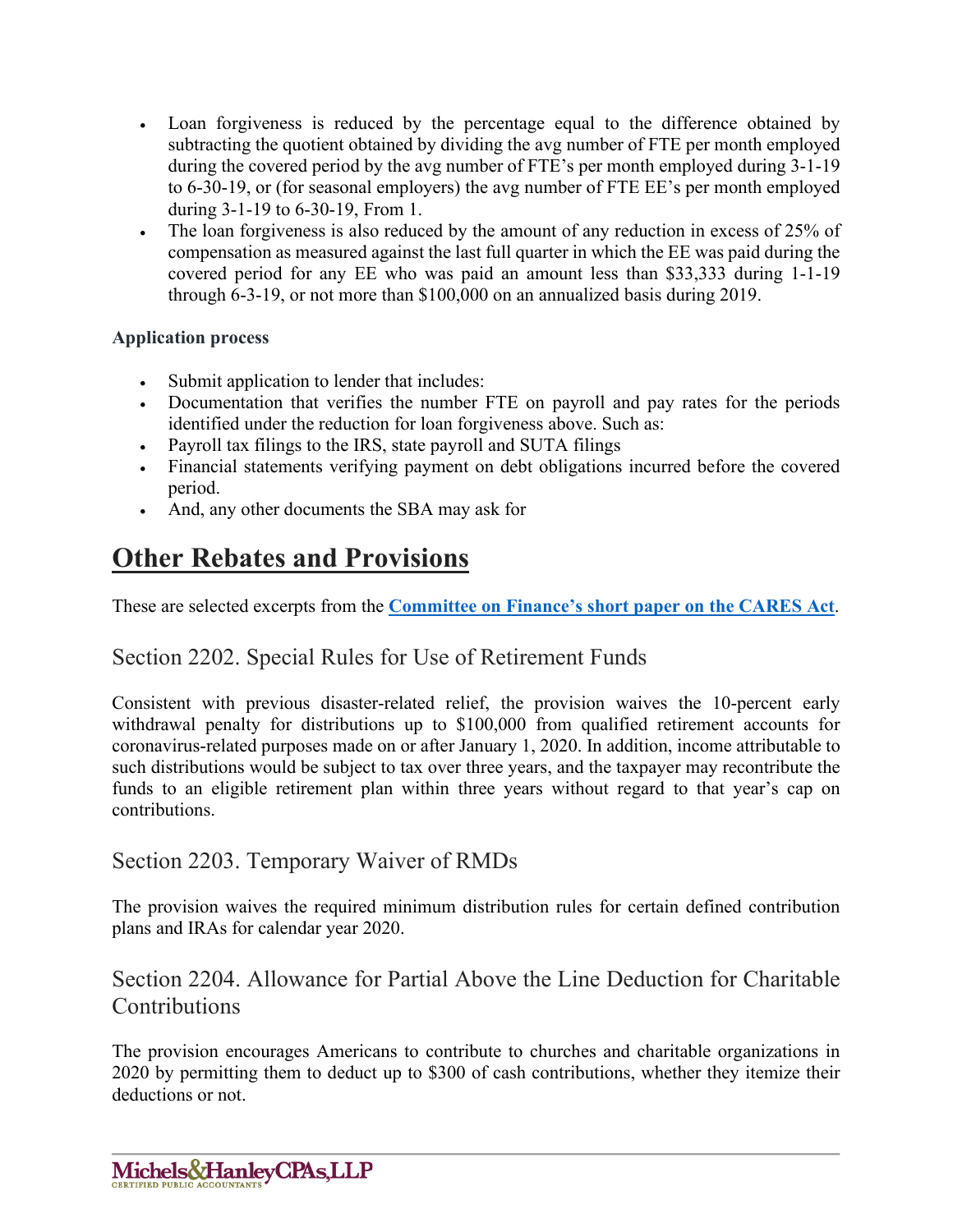- Loan forgiveness is reduced by the percentage equal to the difference obtained by subtracting the quotient obtained by dividing the avg number of FTE per month employed during the covered period by the avg number of FTE's per month employed during 3-1-19 to 6-30-19, or (for seasonal employers) the avg number of FTE EE's per month employed during 3-1-19 to 6-30-19, From 1.
- The loan forgiveness is also reduced by the amount of any reduction in excess of 25% of compensation as measured against the last full quarter in which the EE was paid during the covered period for any EE who was paid an amount less than $33,333 during 1-1-19 through 6-3-19, or not more than $100,000 on an annualized basis during 2019.

**Application process**

- Submit application to lender that includes:
- Documentation that verifies the number FTE on payroll and pay rates for the periods identified under the reduction for loan forgiveness above. Such as:
- Payroll tax filings to the IRS, state payroll and SUTA filings
- Financial statements verifying payment on debt obligations incurred before the covered period.
- And, any other documents the SBA may ask for

# Other Rebates and Provisions

These are selected excerpts from the **Committee on Finance's short paper on the CARES Act**.

## Section 2202. Special Rules for Use of Retirement Funds

Consistent with previous disaster-related relief, the provision waives the 10-percent early withdrawal penalty for distributions up to $100,000 from qualified retirement accounts for coronavirus-related purposes made on or after January 1, 2020. In addition, income attributable to such distributions would be subject to tax over three years, and the taxpayer may recontribute the funds to an eligible retirement plan within three years without regard to that year's cap on contributions.

## Section 2203. Temporary Waiver of RMDs

The provision waives the required minimum distribution rules for certain defined contribution plans and IRAs for calendar year 2020.

## Section 2204. Allowance for Partial Above the Line Deduction for Charitable Contributions

The provision encourages Americans to contribute to churches and charitable organizations in 2020 by permitting them to deduct up to $300 of cash contributions, whether they itemize their deductions or not.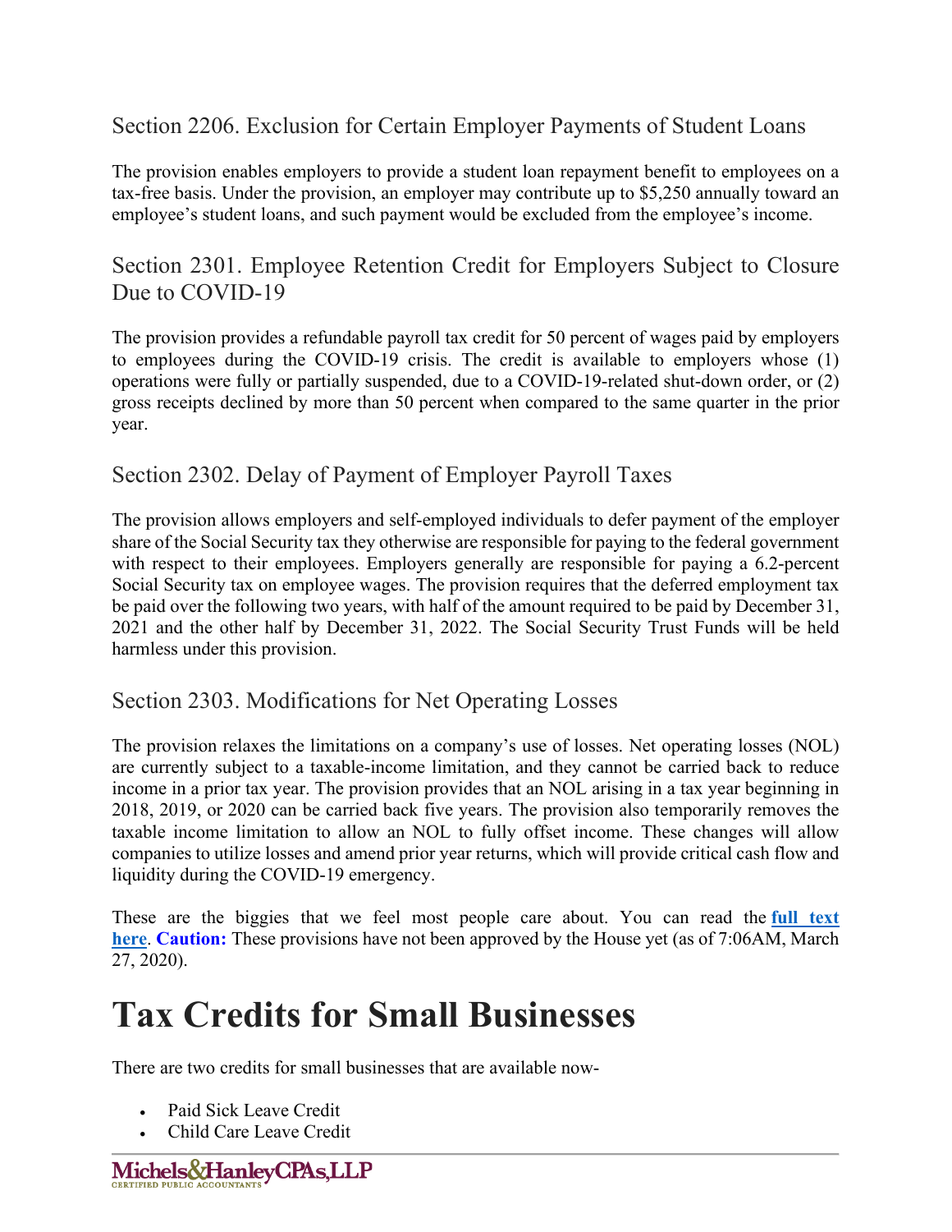### Section 2206. Exclusion for Certain Employer Payments of Student Loans

The provision enables employers to provide a student loan repayment benefit to employees on a tax-free basis. Under the provision, an employer may contribute up to $5,250 annually toward an employee's student loans, and such payment would be excluded from the employee's income.

### Section 2301. Employee Retention Credit for Employers Subject to Closure Due to COVID-19

The provision provides a refundable payroll tax credit for 50 percent of wages paid by employers to employees during the COVID-19 crisis. The credit is available to employers whose (1) operations were fully or partially suspended, due to a COVID-19-related shut-down order, or (2) gross receipts declined by more than 50 percent when compared to the same quarter in the prior year.

### Section 2302. Delay of Payment of Employer Payroll Taxes

The provision allows employers and self-employed individuals to defer payment of the employer share of the Social Security tax they otherwise are responsible for paying to the federal government with respect to their employees. Employers generally are responsible for paying a 6.2-percent Social Security tax on employee wages. The provision requires that the deferred employment tax be paid over the following two years, with half of the amount required to be paid by December 31, 2021 and the other half by December 31, 2022. The Social Security Trust Funds will be held harmless under this provision.

### Section 2303. Modifications for Net Operating Losses

The provision relaxes the limitations on a company's use of losses. Net operating losses (NOL) are currently subject to a taxable-income limitation, and they cannot be carried back to reduce income in a prior tax year. The provision provides that an NOL arising in a tax year beginning in 2018, 2019, or 2020 can be carried back five years. The provision also temporarily removes the taxable income limitation to allow an NOL to fully offset income. These changes will allow companies to utilize losses and amend prior year returns, which will provide critical cash flow and liquidity during the COVID-19 emergency.

These are the biggies that we feel most people care about. You can read the **full text here**. **Caution:** These provisions have not been approved by the House yet (as of 7:06AM, March 27, 2020).

# Tax Credits for Small Businesses

There are two credits for small businesses that are available now-

- Paid Sick Leave Credit
- Child Care Leave Credit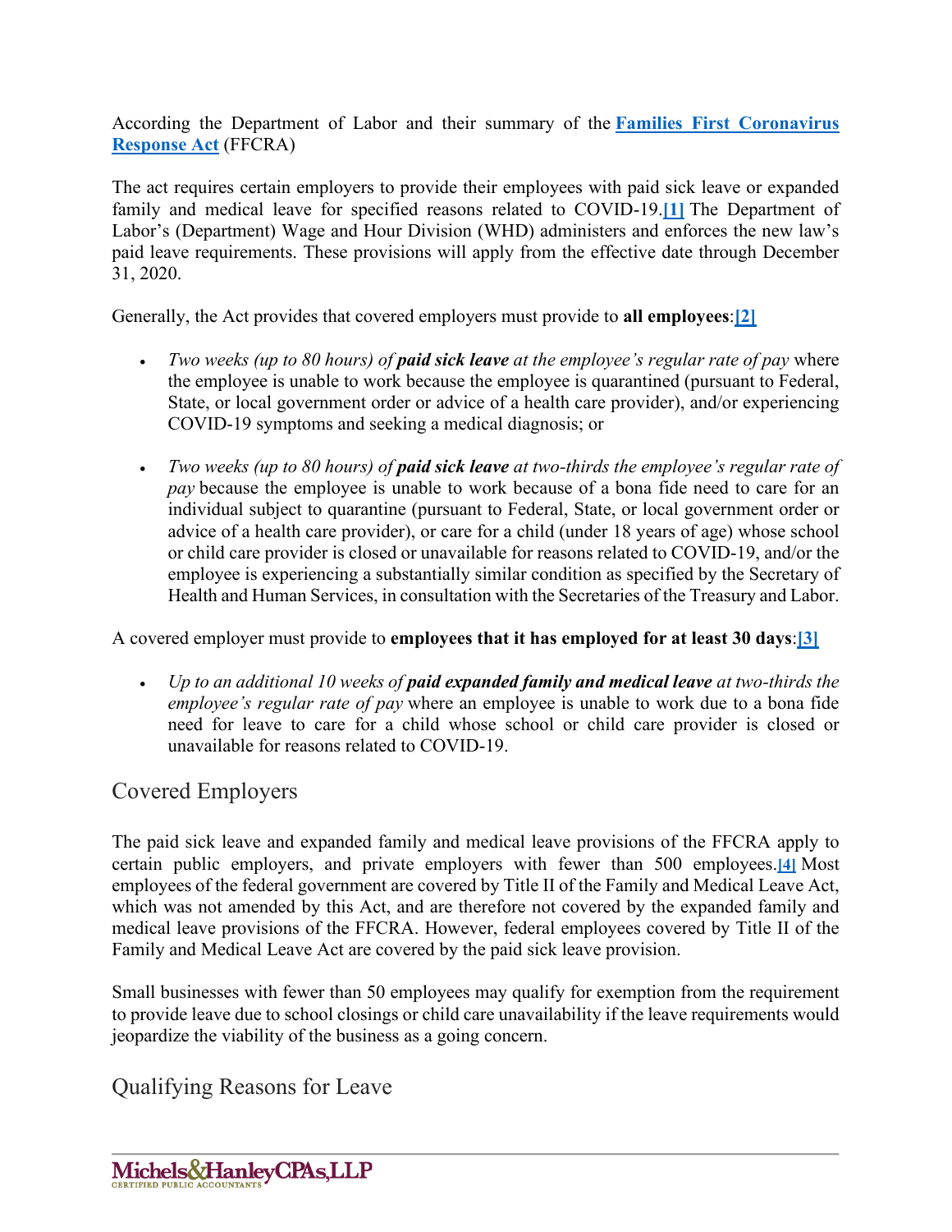According the Department of Labor and their summary of the **Families First Coronavirus Response Act** (FFCRA)

The act requires certain employers to provide their employees with paid sick leave or expanded family and medical leave for specified reasons related to COVID-19.[1] The Department of Labor's (Department) Wage and Hour Division (WHD) administers and enforces the new law's paid leave requirements. These provisions will apply from the effective date through December 31, 2020.

Generally, the Act provides that covered employers must provide to **all employees**:[2]

- *Two weeks (up to 80 hours) of **paid sick leave** at the employee's regular rate of pay* where the employee is unable to work because the employee is quarantined (pursuant to Federal, State, or local government order or advice of a health care provider), and/or experiencing COVID-19 symptoms and seeking a medical diagnosis; or
- *Two weeks (up to 80 hours) of **paid sick leave** at two-thirds the employee's regular rate of pay* because the employee is unable to work because of a bona fide need to care for an individual subject to quarantine (pursuant to Federal, State, or local government order or advice of a health care provider), or care for a child (under 18 years of age) whose school or child care provider is closed or unavailable for reasons related to COVID-19, and/or the employee is experiencing a substantially similar condition as specified by the Secretary of Health and Human Services, in consultation with the Secretaries of the Treasury and Labor.

A covered employer must provide to **employees that it has employed for at least 30 days**:[3]

- *Up to an additional 10 weeks of **paid expanded family and medical leave** at two-thirds the employee's regular rate of pay* where an employee is unable to work due to a bona fide need for leave to care for a child whose school or child care provider is closed or unavailable for reasons related to COVID-19.

## Covered Employers

The paid sick leave and expanded family and medical leave provisions of the FFCRA apply to certain public employers, and private employers with fewer than 500 employees.[4] Most employees of the federal government are covered by Title II of the Family and Medical Leave Act, which was not amended by this Act, and are therefore not covered by the expanded family and medical leave provisions of the FFCRA. However, federal employees covered by Title II of the Family and Medical Leave Act are covered by the paid sick leave provision.

Small businesses with fewer than 50 employees may qualify for exemption from the requirement to provide leave due to school closings or child care unavailability if the leave requirements would jeopardize the viability of the business as a going concern.

## Qualifying Reasons for Leave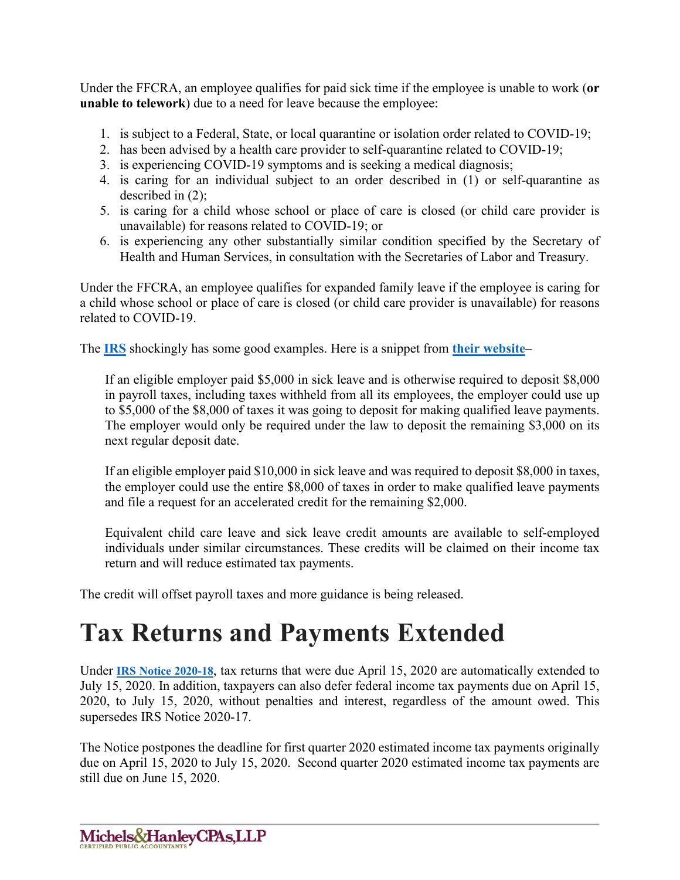Under the FFCRA, an employee qualifies for paid sick time if the employee is unable to work (**or unable to telework**) due to a need for leave because the employee:

1. is subject to a Federal, State, or local quarantine or isolation order related to COVID-19;
2. has been advised by a health care provider to self-quarantine related to COVID-19;
3. is experiencing COVID-19 symptoms and is seeking a medical diagnosis;
4. is caring for an individual subject to an order described in (1) or self-quarantine as described in (2);
5. is caring for a child whose school or place of care is closed (or child care provider is unavailable) for reasons related to COVID-19; or
6. is experiencing any other substantially similar condition specified by the Secretary of Health and Human Services, in consultation with the Secretaries of Labor and Treasury.

Under the FFCRA, an employee qualifies for expanded family leave if the employee is caring for a child whose school or place of care is closed (or child care provider is unavailable) for reasons related to COVID-19.

The **IRS** shockingly has some good examples. Here is a snippet from **their website**–

> If an eligible employer paid $5,000 in sick leave and is otherwise required to deposit $8,000 in payroll taxes, including taxes withheld from all its employees, the employer could use up to $5,000 of the $8,000 of taxes it was going to deposit for making qualified leave payments. The employer would only be required under the law to deposit the remaining $3,000 on its next regular deposit date.
>
> If an eligible employer paid $10,000 in sick leave and was required to deposit $8,000 in taxes, the employer could use the entire $8,000 of taxes in order to make qualified leave payments and file a request for an accelerated credit for the remaining $2,000.
>
> Equivalent child care leave and sick leave credit amounts are available to self-employed individuals under similar circumstances. These credits will be claimed on their income tax return and will reduce estimated tax payments.

The credit will offset payroll taxes and more guidance is being released.

# Tax Returns and Payments Extended

Under **IRS Notice 2020-18**, tax returns that were due April 15, 2020 are automatically extended to July 15, 2020. In addition, taxpayers can also defer federal income tax payments due on April 15, 2020, to July 15, 2020, without penalties and interest, regardless of the amount owed. This supersedes IRS Notice 2020-17.

The Notice postpones the deadline for first quarter 2020 estimated income tax payments originally due on April 15, 2020 to July 15, 2020. Second quarter 2020 estimated income tax payments are still due on June 15, 2020.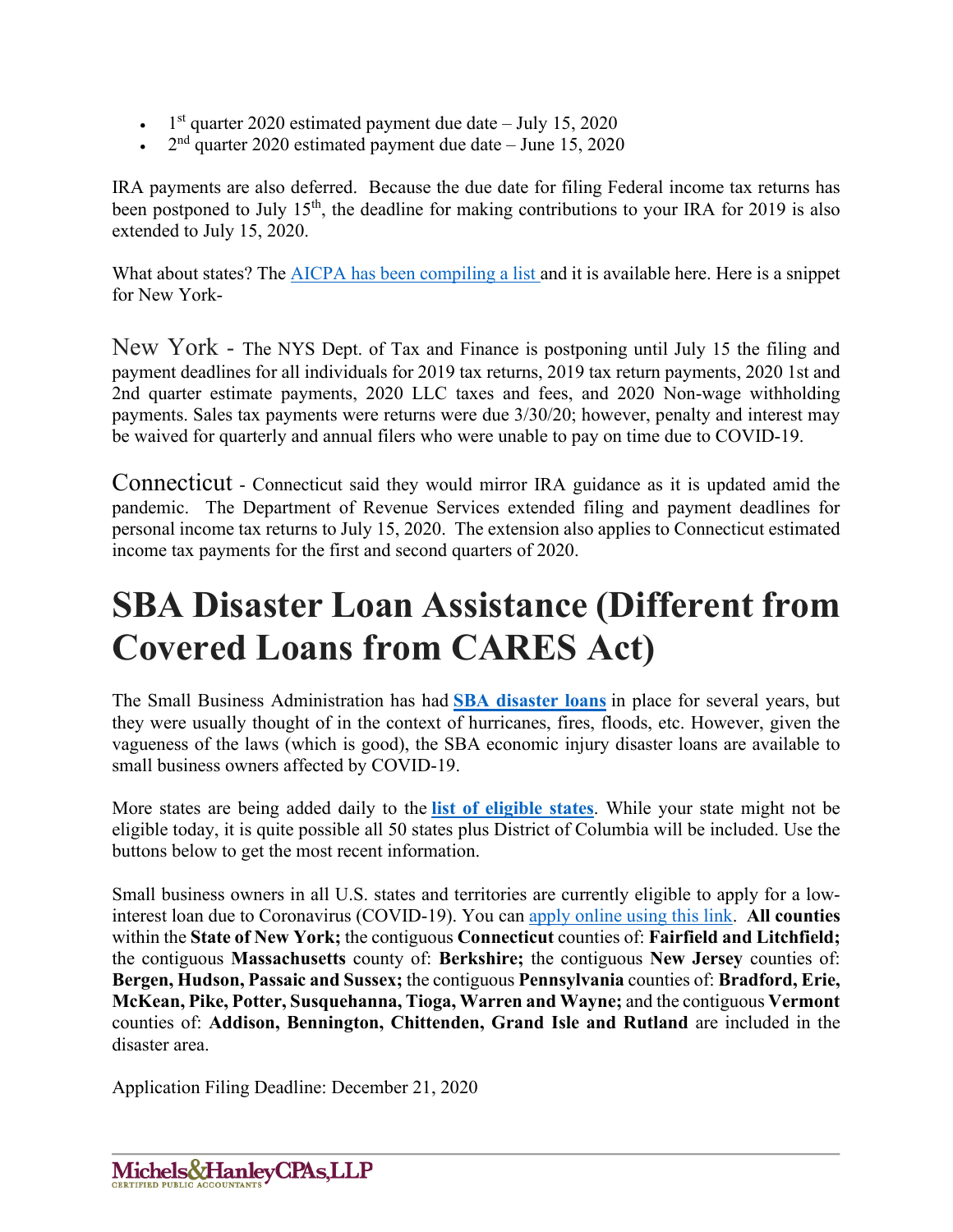- 1st quarter 2020 estimated payment due date – July 15, 2020
- 2nd quarter 2020 estimated payment due date – June 15, 2020

IRA payments are also deferred. Because the due date for filing Federal income tax returns has been postponed to July 15th, the deadline for making contributions to your IRA for 2019 is also extended to July 15, 2020.

What about states? The [AICPA has been compiling a list](#) and it is available here. Here is a snippet for New York-

New York - The NYS Dept. of Tax and Finance is postponing until July 15 the filing and payment deadlines for all individuals for 2019 tax returns, 2019 tax return payments, 2020 1st and 2nd quarter estimate payments, 2020 LLC taxes and fees, and 2020 Non-wage withholding payments. Sales tax payments were returns were due 3/30/20; however, penalty and interest may be waived for quarterly and annual filers who were unable to pay on time due to COVID-19.

Connecticut - Connecticut said they would mirror IRA guidance as it is updated amid the pandemic. The Department of Revenue Services extended filing and payment deadlines for personal income tax returns to July 15, 2020. The extension also applies to Connecticut estimated income tax payments for the first and second quarters of 2020.

# SBA Disaster Loan Assistance (Different from Covered Loans from CARES Act)

The Small Business Administration has had **[SBA disaster loans](#)** in place for several years, but they were usually thought of in the context of hurricanes, fires, floods, etc. However, given the vagueness of the laws (which is good), the SBA economic injury disaster loans are available to small business owners affected by COVID-19.

More states are being added daily to the **[list of eligible states](#)**. While your state might not be eligible today, it is quite possible all 50 states plus District of Columbia will be included. Use the buttons below to get the most recent information.

Small business owners in all U.S. states and territories are currently eligible to apply for a low-interest loan due to Coronavirus (COVID-19). You can [apply online using this link](#). **All counties** within the **State of New York;** the contiguous **Connecticut** counties of: **Fairfield and Litchfield;** the contiguous **Massachusetts** county of: **Berkshire;** the contiguous **New Jersey** counties of: **Bergen, Hudson, Passaic and Sussex;** the contiguous **Pennsylvania** counties of: **Bradford, Erie, McKean, Pike, Potter, Susquehanna, Tioga, Warren and Wayne;** and the contiguous **Vermont** counties of: **Addison, Bennington, Chittenden, Grand Isle and Rutland** are included in the disaster area.

Application Filing Deadline: December 21, 2020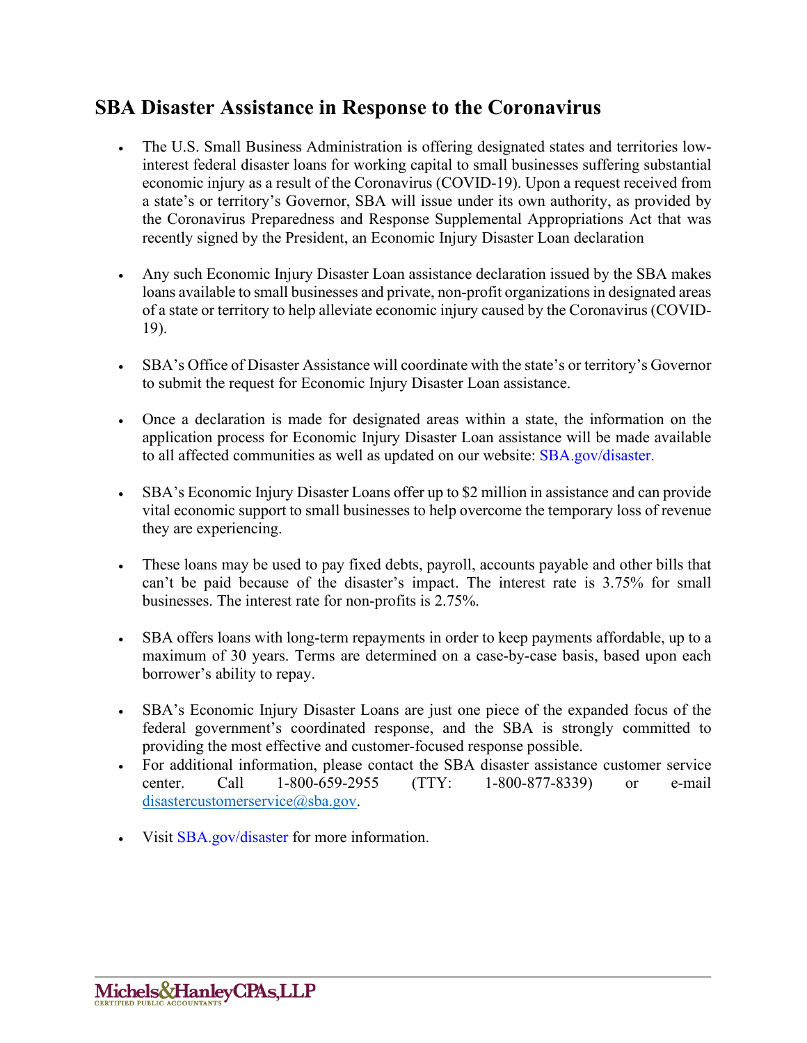## SBA Disaster Assistance in Response to the Coronavirus

- The U.S. Small Business Administration is offering designated states and territories low-interest federal disaster loans for working capital to small businesses suffering substantial economic injury as a result of the Coronavirus (COVID-19). Upon a request received from a state's or territory's Governor, SBA will issue under its own authority, as provided by the Coronavirus Preparedness and Response Supplemental Appropriations Act that was recently signed by the President, an Economic Injury Disaster Loan declaration

- Any such Economic Injury Disaster Loan assistance declaration issued by the SBA makes loans available to small businesses and private, non-profit organizations in designated areas of a state or territory to help alleviate economic injury caused by the Coronavirus (COVID-19).

- SBA's Office of Disaster Assistance will coordinate with the state's or territory's Governor to submit the request for Economic Injury Disaster Loan assistance.

- Once a declaration is made for designated areas within a state, the information on the application process for Economic Injury Disaster Loan assistance will be made available to all affected communities as well as updated on our website: SBA.gov/disaster.

- SBA's Economic Injury Disaster Loans offer up to $2 million in assistance and can provide vital economic support to small businesses to help overcome the temporary loss of revenue they are experiencing.

- These loans may be used to pay fixed debts, payroll, accounts payable and other bills that can't be paid because of the disaster's impact. The interest rate is 3.75% for small businesses. The interest rate for non-profits is 2.75%.

- SBA offers loans with long-term repayments in order to keep payments affordable, up to a maximum of 30 years. Terms are determined on a case-by-case basis, based upon each borrower's ability to repay.

- SBA's Economic Injury Disaster Loans are just one piece of the expanded focus of the federal government's coordinated response, and the SBA is strongly committed to providing the most effective and customer-focused response possible.
- For additional information, please contact the SBA disaster assistance customer service center. Call 1-800-659-2955 (TTY: 1-800-877-8339) or e-mail disastercustomerservice@sba.gov.

- Visit SBA.gov/disaster for more information.

Michels&HanleyCPAs,LLP
CERTIFIED PUBLIC ACCOUNTANTS